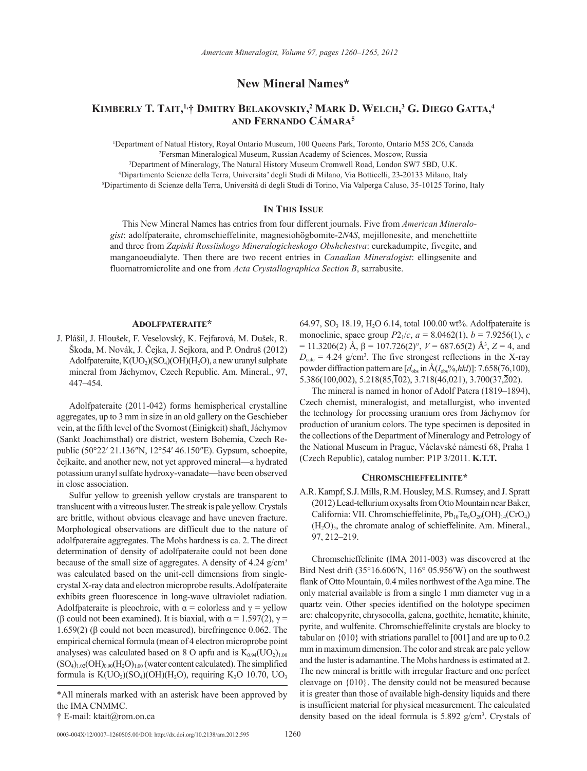# New Mineral Names*

## Kimberly T. Tait,[1,†] Dmitry Belakovskiy,[2] Mark D. Welch,[3] G. Diego Gatta,[4] and Fernando Cámara[5]

[1]Department of Natual History, Royal Ontario Museum, 100 Queens Park, Toronto, Ontario M5S 2C6, Canada
[2]Fersman Mineralogical Museum, Russian Academy of Sciences, Moscow, Russia
[3]Department of Mineralogy, The Natural History Museum Cromwell Road, London SW7 5BD, U.K.
[4]Dipartimento Scienze della Terra, Universita' degli Studi di Milano, Via Botticelli, 23-20133 Milano, Italy
[5]Dipartimento di Scienze della Terra, Università di degli Studi di Torino, Via Valperga Caluso, 35-10125 Torino, Italy

### In This Issue

This New Mineral Names has entries from four different journals. Five from *American Mineralogist*: adolfpateraite, chromschieffelinite, magnesiohögbomite-2*N*4*S*, mejillonesite, and menchettiite and three from *Zapiski Rossiiskogo Mineralogicheskogo Obshchestva*: eurekadumpite, fivegite, and manganoeudialyte. Then there are two recent entries in *Canadian Mineralogist*: ellingsenite and fluornatromicrolite and one from *Acta Crystallographica Section B*, sarrabusite.

### Adolfpateraite*

J. Plášil, J. Hloušek, F. Veselovský, K. Fejfarová, M. Dušek, R. Škoda, M. Novák, J. Čejka, J. Sejkora, and P. Ondruš (2012) Adolfpateraite, $K(UO_2)(SO_4)(OH)(H_2O)$, a new uranyl sulphate mineral from Jáchymov, Czech Republic. Am. Mineral., 97, 447–454.

Adolfpateraite (2011-042) forms hemispherical crystalline aggregates, up to 3 mm in size in an old gallery on the Geschieber vein, at the fifth level of the Svornost (Einigkeit) shaft, Jáchymov (Sankt Joachimsthal) ore district, western Bohemia, Czech Republic (50°22′ 21.136″N, 12°54′ 46.150″E). Gypsum, schoepite, čejkaite, and another new, not yet approved mineral—a hydrated potassium uranyl sulfate hydroxy-vanadate—have been observed in close association.

Sulfur yellow to greenish yellow crystals are transparent to translucent with a vitreous luster. The streak is pale yellow. Crystals are brittle, without obvious cleavage and have uneven fracture. Morphological observations are difficult due to the nature of adolfpateraite aggregates. The Mohs hardness is ca. 2. The direct determination of density of adolfpateraite could not been done because of the small size of aggregates. A density of 4.24 g/cm³ was calculated based on the unit-cell dimensions from single-crystal X-ray data and electron microprobe results. Adolfpateraite exhibits green fluorescence in long-wave ultraviolet radiation. Adolfpateraite is pleochroic, with α = colorless and γ = yellow (β could not been examined). It is biaxial, with α = 1.597(2), γ = 1.659(2) (β could not been measured), birefringence 0.062. The empirical chemical formula (mean of 4 electron microprobe point analyses) was calculated based on 8 O apfu and is $K_{0.94}(UO_2)_{1.00}(SO_4)_{1.02}(OH)_{0.90}(H_2O)_{1.00}$ (water content calculated). The simplified formula is $K(UO_2)(SO_4)(OH)(H_2O)$, requiring $K_2O$ 10.70, $UO_3$ 64.97, $SO_3$ 18.19, $H_2O$ 6.14, total 100.00 wt%. Adolfpateraite is monoclinic, space group $P2_1/c$, $a$ = 8.0462(1), $b$ = 7.9256(1), $c$ = 11.3206(2) Å, β = 107.726(2)°, $V$ = 687.65(2) Å³, $Z$ = 4, and $D_{calc}$ = 4.24 g/cm³. The five strongest reflections in the X-ray powder diffraction pattern are [$d_{obs}$ in Å($I_{obs}$%,$hkl$)]: 7.658(76,100), 5.386(100,002), 5.218(85,$\bar{1}$02), 3.718(46,021), 3.700(37,$\bar{2}$02).

The mineral is named in honor of Adolf Patera (1819–1894), Czech chemist, mineralogist, and metallurgist, who invented the technology for processing uranium ores from Jáchymov for production of uranium colors. The type specimen is deposited in the collections of the Department of Mineralogy and Petrology of the National Museum in Prague, Václavské námeští 68, Praha 1 (Czech Republic), catalog number: P1P 3/2011. **K.T.T.**

### Chromschieffelinite*

A.R. Kampf, S.J. Mills, R.M. Housley, M.S. Rumsey, and J. Spratt (2012) Lead-tellurium oxysalts from Otto Mountain near Baker, California: VII. Chromschieffelinite, $Pb_{10}Te_6O_{20}(OH)_{14}(CrO_4)(H_2O)_5$, the chromate analog of schieffelinite. Am. Mineral., 97, 212–219.

Chromschieffelinite (IMA 2011-003) was discovered at the Bird Nest drift (35°16.606′N, 116° 05.956′W) on the southwest flank of Otto Mountain, 0.4 miles northwest of the Aga mine. The only material available is from a single 1 mm diameter vug in a quartz vein. Other species identified on the holotype specimen are: chalcopyrite, chrysocolla, galena, goethite, hematite, khinite, pyrite, and wulfenite. Chromschieffelinite crystals are blocky to tabular on {010} with striations parallel to [001] and are up to 0.2 mm in maximum dimension. The color and streak are pale yellow and the luster is adamantine. The Mohs hardness is estimated at 2. The new mineral is brittle with irregular fracture and one perfect cleavage on {010}. The density could not be measured because it is greater than those of available high-density liquids and there is insufficient material for physical measurement. The calculated density based on the ideal formula is 5.892 g/cm³. Crystals of

---

*All minerals marked with an asterisk have been approved by the IMA CNMMC.
† E-mail: ktait@rom.on.ca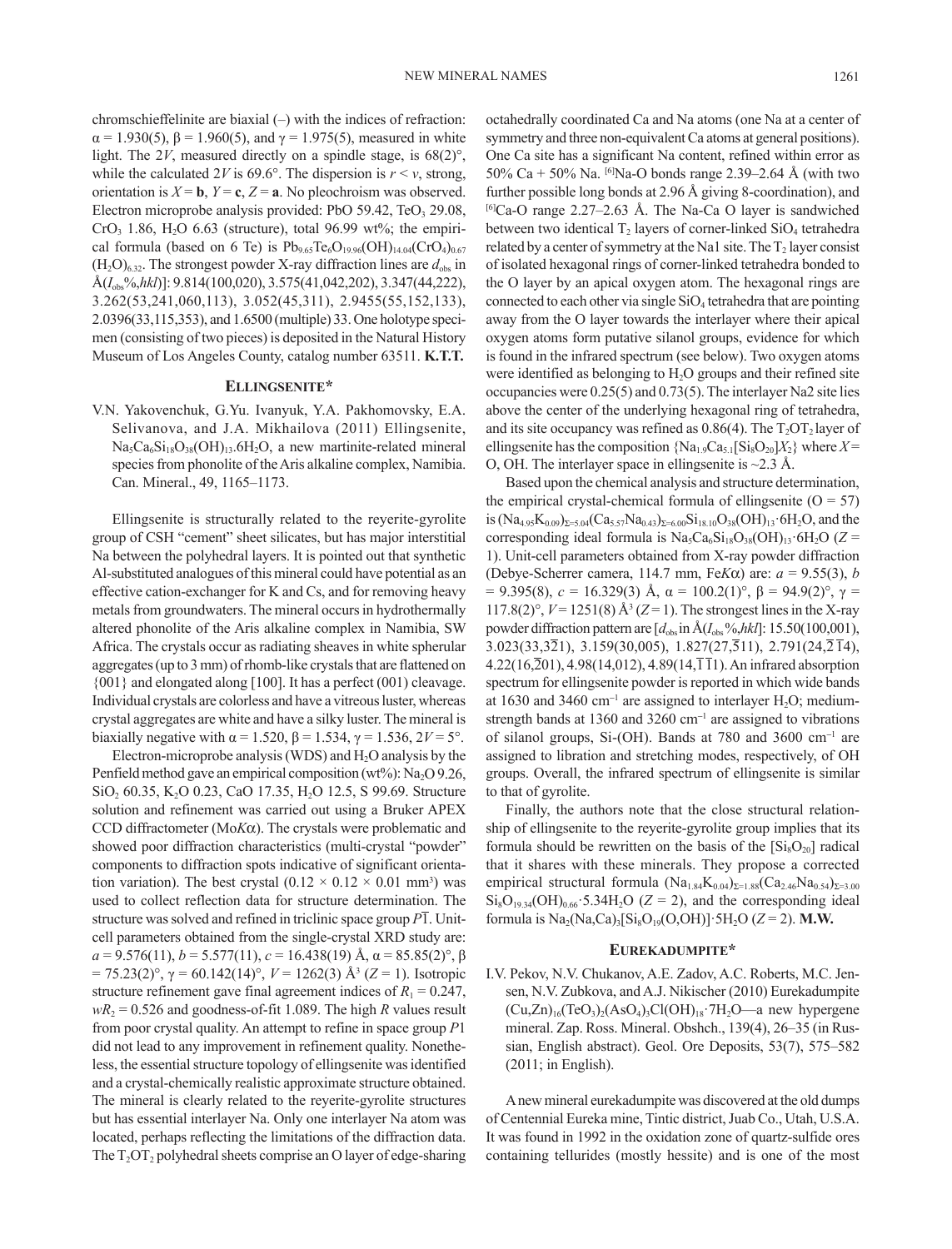chromschieffelinite are biaxial (–) with the indices of refraction: $\alpha$ = 1.930(5), $\beta$ = 1.960(5), and $\gamma$ = 1.975(5), measured in white light. The 2*V*, measured directly on a spindle stage, is 68(2)°, while the calculated 2*V* is 69.6°. The dispersion is $r < v$, strong, orientation is $X$ = **b**, $Y$ = **c**, $Z$ = **a**. No pleochroism was observed. Electron microprobe analysis provided: PbO 59.42, $TeO_3$ 29.08, $CrO_3$ 1.86, $H_2O$ 6.63 (structure), total 96.99 wt%; the empirical formula (based on 6 Te) is $Pb_{9.65}Te_6O_{19.96}(OH)_{14.04}(CrO_4)_{0.67}(H_2O)_{6.32}$. The strongest powder X-ray diffraction lines are $d_{obs}$ in Å($I_{obs}$%,*hkl*)]: 9.814(100,020), 3.575(41,042,202), 3.347(44,222), 3.262(53,241,060,113), 3.052(45,311), 2.9455(55,152,133), 2.0396(33,115,353), and 1.6500 (multiple) 33. One holotype specimen (consisting of two pieces) is deposited in the Natural History Museum of Los Angeles County, catalog number 63511. **K.T.T.**

## Ellingsenite*

V.N. Yakovenchuk, G.Yu. Ivanyuk, Y.A. Pakhomovsky, E.A. Selivanova, and J.A. Mikhailova (2011) Ellingsenite, $Na_5Ca_6Si_{18}O_{38}(OH)_{13}.6H_2O$, a new martinite-related mineral species from phonolite of the Aris alkaline complex, Namibia. Can. Mineral., 49, 1165–1173.

Ellingsenite is structurally related to the reyerite-gyrolite group of CSH "cement" sheet silicates, but has major interstitial Na between the polyhedral layers. It is pointed out that synthetic Al-substituted analogues of this mineral could have potential as an effective cation-exchanger for K and Cs, and for removing heavy metals from groundwaters. The mineral occurs in hydrothermally altered phonolite of the Aris alkaline complex in Namibia, SW Africa. The crystals occur as radiating sheaves in white spherular aggregates (up to 3 mm) of rhomb-like crystals that are flattened on {001} and elongated along [100]. It has a perfect (001) cleavage. Individual crystals are colorless and have a vitreous luster, whereas crystal aggregates are white and have a silky luster. The mineral is biaxially negative with $\alpha$ = 1.520, $\beta$ = 1.534, $\gamma$ = 1.536, 2*V* = 5°.

Electron-microprobe analysis (WDS) and $H_2O$ analysis by the Penfield method gave an empirical composition (wt%): $Na_2O$ 9.26, $SiO_2$ 60.35, $K_2O$ 0.23, CaO 17.35, $H_2O$ 12.5, S 99.69. Structure solution and refinement was carried out using a Bruker APEX CCD diffractometer (Mo$K\alpha$). The crystals were problematic and showed poor diffraction characteristics (multi-crystal "powder" components to diffraction spots indicative of significant orientation variation). The best crystal (0.12 × 0.12 × 0.01 mm³) was used to collect reflection data for structure determination. The structure was solved and refined in triclinic space group $P\overline{1}$. Unit-cell parameters obtained from the single-crystal XRD study are: *a* = 9.576(11), *b* = 5.577(11), *c* = 16.438(19) Å, $\alpha$ = 85.85(2)°, $\beta$ = 75.23(2)°, $\gamma$ = 60.142(14)°, *V* = 1262(3) Å³ (*Z* = 1). Isotropic structure refinement gave final agreement indices of $R_1$ = 0.247, $wR_2$ = 0.526 and goodness-of-fit 1.089. The high *R* values result from poor crystal quality. An attempt to refine in space group *P*1 did not lead to any improvement in refinement quality. Nonetheless, the essential structure topology of ellingsenite was identified and a crystal-chemically realistic approximate structure obtained. The mineral is clearly related to the reyerite-gyrolite structures but has essential interlayer Na. Only one interlayer Na atom was located, perhaps reflecting the limitations of the diffraction data. The $T_2OT_2$ polyhedral sheets comprise an O layer of edge-sharing octahedrally coordinated Ca and Na atoms (one Na at a center of symmetry and three non-equivalent Ca atoms at general positions). One Ca site has a significant Na content, refined within error as 50% Ca + 50% Na. $^{[6]}$Na-O bonds range 2.39–2.64 Å (with two further possible long bonds at 2.96 Å giving 8-coordination), and $^{[6]}$Ca-O range 2.27–2.63 Å. The Na-Ca O layer is sandwiched between two identical $T_2$ layers of corner-linked $SiO_4$ tetrahedra related by a center of symmetry at the Na1 site. The $T_2$ layer consist of isolated hexagonal rings of corner-linked tetrahedra bonded to the O layer by an apical oxygen atom. The hexagonal rings are connected to each other via single $SiO_4$ tetrahedra that are pointing away from the O layer towards the interlayer where their apical oxygen atoms form putative silanol groups, evidence for which is found in the infrared spectrum (see below). Two oxygen atoms were identified as belonging to $H_2O$ groups and their refined site occupancies were 0.25(5) and 0.73(5). The interlayer Na2 site lies above the center of the underlying hexagonal ring of tetrahedra, and its site occupancy was refined as 0.86(4). The $T_2OT_2$ layer of ellingsenite has the composition $\{Na_{1.9}Ca_{5.1}[Si_8O_{20}]X_2\}$ where $X$ = O, OH. The interlayer space in ellingsenite is ~2.3 Å.

Based upon the chemical analysis and structure determination, the empirical crystal-chemical formula of ellingsenite (O = 57) is $(Na_{4.95}K_{0.09})_{\Sigma=5.04}(Ca_{5.57}Na_{0.43})_{\Sigma=6.00}Si_{18.10}O_{38}(OH)_{13}\cdot 6H_2O$, and the corresponding ideal formula is $Na_5Ca_6Si_{18}O_{38}(OH)_{13}\cdot 6H_2O$ (*Z* = 1). Unit-cell parameters obtained from X-ray powder diffraction (Debye-Scherrer camera, 114.7 mm, Fe$K\alpha$) are: *a* = 9.55(3), *b* = 9.395(8), *c* = 16.329(3) Å, $\alpha$ = 100.2(1)°, $\beta$ = 94.9(2)°, $\gamma$ = 117.8(2)°, *V* = 1251(8) Å³ (*Z* = 1). The strongest lines in the X-ray powder diffraction pattern are [$d_{obs}$ in Å($I_{obs}$%,*hkl*]: 15.50(100,001), 3.023(33,$3\overline{2}1$), 3.159(30,005), 1.827(27,$\overline{5}11$), 2.791(24,$\overline{2}\,\overline{1}4$), 4.22(16,$\overline{2}01$), 4.98(14,012), 4.89(14,$\overline{1}\,\overline{1}1$). An infrared absorption spectrum for ellingsenite powder is reported in which wide bands at 1630 and 3460 cm⁻¹ are assigned to interlayer $H_2O$; medium-strength bands at 1360 and 3260 cm⁻¹ are assigned to vibrations of silanol groups, Si-(OH). Bands at 780 and 3600 cm⁻¹ are assigned to libration and stretching modes, respectively, of OH groups. Overall, the infrared spectrum of ellingsenite is similar to that of gyrolite.

Finally, the authors note that the close structural relationship of ellingsenite to the reyerite-gyrolite group implies that its formula should be rewritten on the basis of the $[Si_8O_{20}]$ radical that it shares with these minerals. They propose a corrected empirical structural formula $(Na_{1.84}K_{0.04})_{\Sigma=1.88}(Ca_{2.46}Na_{0.54})_{\Sigma=3.00}Si_8O_{19.34}(OH)_{0.66}\cdot 5.34H_2O$ (*Z* = 2), and the corresponding ideal formula is $Na_2(Na,Ca)_3[Si_8O_{19}(O,OH)]\cdot 5H_2O$ (*Z* = 2). **M.W.**

## Eurekadumpite*

I.V. Pekov, N.V. Chukanov, A.E. Zadov, A.C. Roberts, M.C. Jensen, N.V. Zubkova, and A.J. Nikischer (2010) Eurekadumpite $(Cu,Zn)_{16}(TeO_3)_2(AsO_4)_3Cl(OH)_{18}\cdot 7H_2O$—a new hypergene mineral. Zap. Ross. Mineral. Obshch., 139(4), 26–35 (in Russian, English abstract). Geol. Ore Deposits, 53(7), 575–582 (2011; in English).

A new mineral eurekadumpite was discovered at the old dumps of Centennial Eureka mine, Tintic district, Juab Co., Utah, U.S.A. It was found in 1992 in the oxidation zone of quartz-sulfide ores containing tellurides (mostly hessite) and is one of the most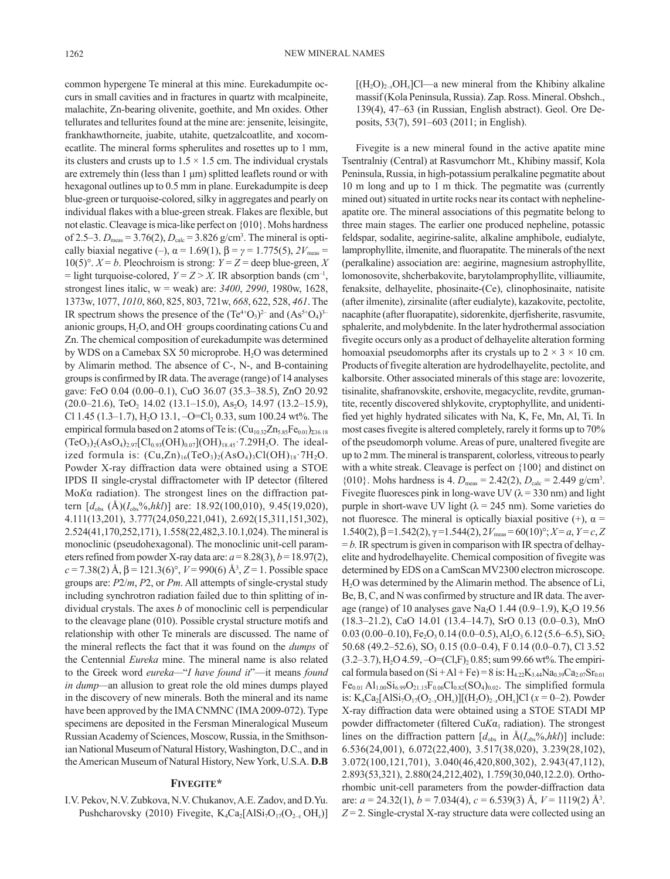common hypergene Te mineral at this mine. Eurekadumpite occurs in small cavities and in fractures in quartz with mcalpineite, malachite, Zn-bearing olivenite, goethite, and Mn oxides. Other tellurates and tellurites found at the mine are: jensenite, leisingite, frankhawthorneite, juabite, utahite, quetzalcoatlite, and xocomecatlite. The mineral forms spherulites and rosettes up to 1 mm, its clusters and crusts up to 1.5 × 1.5 cm. The individual crystals are extremely thin (less than 1 μm) splitted leaflets round or with hexagonal outlines up to 0.5 mm in plane. Eurekadumpite is deep blue-green or turquoise-colored, silky in aggregates and pearly on individual flakes with a blue-green streak. Flakes are flexible, but not elastic. Cleavage is mica-like perfect on {010}. Mohs hardness of 2.5–3. $D_{meas}$ = 3.76(2), $D_{calc}$ = 3.826 g/cm$^3$. The mineral is optically biaxial negative (–), α = 1.69(1), β = γ = 1.775(5), $2V_{meas}$ = 10(5)°. $X = b$. Pleochroism is strong: $Y = Z$ = deep blue-green, $X$ = light turquoise-colored, $Y = Z > X$. IR absorption bands (cm$^{-1}$, strongest lines italic, w = weak) are: *3400*, *2990*, 1980w, 1628, 1373w, 1077, *1010*, 860, 825, 803, 721w, *668*, 622, 528, *461*. The IR spectrum shows the presence of the $(Te^{4+}O_3)^{2-}$ and $(As^{5+}O_4)^{3-}$ anionic groups, $H_2O$, and $OH^-$ groups coordinating cations Cu and Zn. The chemical composition of eurekadumpite was determined by WDS on a Camebax SX 50 microprobe. $H_2O$ was determined by Alimarin method. The absence of C-, N-, and B-containing groups is confirmed by IR data. The average (range) of 14 analyses gave: FeO 0.04 (0.00–0.1), CuO 36.07 (35.3–38.5), ZnO 20.92 (20.0–21.6), $TeO_2$ 14.02 (13.1–15.0), $As_2O_5$ 14.97 (13.2–15.9), Cl 1.45 (1.3–1.7), $H_2O$ 13.1, –O=$Cl_2$ 0.33, sum 100.24 wt%. The empirical formula based on 2 atoms of Te is: $(Cu_{10.32}Zn_{5.85}Fe_{0.01})_{\Sigma 16.18}(TeO_3)_2(AsO_4)_{2.97}[Cl_{0.93}(OH)_{0.07}](OH)_{18.45}\cdot 7.29H_2O$. The idealized formula is: $(Cu,Zn)_{16}(TeO_3)_2(AsO_4)_3Cl(OH)_{18}\cdot 7H_2O$. Powder X-ray diffraction data were obtained using a STOE IPDS II single-crystal diffractometer with IP detector (filtered Mo$K\alpha$ radiation). The strongest lines on the diffraction pattern [$d_{obs}$ (Å)($I_{obs}$%,$hkl$)] are: 18.92(100,010), 9.45(19,020), 4.111(13,201), 3.777(24,050,221,041), 2.692(15,311,151,302), 2.524(41,170,252,171), 1.558(22,482,3.10.1,024). The mineral is monoclinic (pseudohexagonal). The monoclinic unit-cell parameters refined from powder X-ray data are: $a$ = 8.28(3), $b$ = 18.97(2), $c$ = 7.38(2) Å, β = 121.3(6)°, $V$ = 990(6) Å$^3$, $Z$ = 1. Possible space groups are: $P2/m$, $P2$, or $Pm$. All attempts of single-crystal study including synchrotron radiation failed due to thin splitting of individual crystals. The axes $b$ of monoclinic cell is perpendicular to the cleavage plane (010). Possible crystal structure motifs and relationship with other Te minerals are discussed. The name of the mineral reflects the fact that it was found on the *dumps* of the Centennial *Eureka* mine. The mineral name is also related to the Greek word *eureka*—"*I have found it*"—it means *found in dump*—an allusion to great role the old mines dumps played in the discovery of new minerals. Both the mineral and its name have been approved by the IMA CNMNC (IMA 2009-072). Type specimens are deposited in the Fersman Mineralogical Museum Russian Academy of Sciences, Moscow, Russia, in the Smithsonian National Museum of Natural History, Washington, D.C., and in the American Museum of Natural History, New York, U.S.A. **D.B**

## Fivegite*

I.V. Pekov, N.V. Zubkova, N.V. Chukanov, A.E. Zadov, and D.Yu. Pushcharovsky (2010) Fivegite, $K_4Ca_2[AlSi_7O_{17}(O_{2-x}OH_x)][(H_2O)_{2-x}OH_x]Cl$—a new mineral from the Khibiny alkaline massif (Kola Peninsula, Russia). Zap. Ross. Mineral. Obshch., 139(4), 47–63 (in Russian, English abstract). Geol. Ore Deposits, 53(7), 591–603 (2011; in English).

Fivegite is a new mineral found in the active apatite mine Tsentralniy (Central) at Rasvumchorr Mt., Khibiny massif, Kola Peninsula, Russia, in high-potassium peralkaline pegmatite about 10 m long and up to 1 m thick. The pegmatite was (currently mined out) situated in urtite rocks near its contact with nepheline-apatite ore. The mineral associations of this pegmatite belong to three main stages. The earlier one produced nepheline, potassic feldspar, sodalite, aegirine-salite, alkaline amphibole, eudialyte, lamprophyllite, ilmenite, and fluorapatite. The minerals of the next (peralkaline) association are: aegirine, magnesium astrophyllite, lomonosovite, shcherbakovite, barytolamprophyllite, villiaumite, fenaksite, delhayelite, phosinaite-(Ce), clinophosinaite, natisite (after ilmenite), zirsinalite (after eudialyte), kazakovite, pectolite, nacaphite (after fluorapatite), sidorenkite, djerfisherite, rasvumite, sphalerite, and molybdenite. In the later hydrothermal association fivegite occurs only as a product of delhayelite alteration forming homoaxial pseudomorphs after its crystals up to 2 × 3 × 10 cm. Products of fivegite alteration are hydrodelhayelite, pectolite, and kalborsite. Other associated minerals of this stage are: lovozerite, tisinalite, shafranovskite, ershovite, megacyclite, revdite, grumantite, recently discovered shlykovite, cryptophyllite, and unidentified yet highly hydrated silicates with Na, K, Fe, Mn, Al, Ti. In most cases fivegite is altered completely, rarely it forms up to 70% of the pseudomorph volume. Areas of pure, unaltered fivegite are up to 2 mm. The mineral is transparent, colorless, vitreous to pearly with a white streak. Cleavage is perfect on {100} and distinct on {010}. Mohs hardness is 4. $D_{meas}$ = 2.42(2), $D_{calc}$ = 2.449 g/cm$^3$. Fivegite fluoresces pink in long-wave UV (λ = 330 nm) and light purple in short-wave UV light (λ = 245 nm). Some varieties do not fluoresce. The mineral is optically biaxial positive (+), α = 1.540(2), β = 1.542(2), γ = 1.544(2), $2V_{meas}$ = 60(10)°; $X = a$, $Y = c$, $Z = b$. IR spectrum is given in comparison with IR spectra of delhayelite and hydrodelhayelite. Chemical composition of fivegite was determined by EDS on a CamScan MV2300 electron microscope. $H_2O$ was determined by the Alimarin method. The absence of Li, Be, B, C, and N was confirmed by structure and IR data. The average (range) of 10 analyses gave $Na_2O$ 1.44 (0.9–1.9), $K_2O$ 19.56 (18.3–21.2), CaO 14.01 (13.4–14.7), SrO 0.13 (0.0–0.3), MnO 0.03 (0.00–0.10), $Fe_2O_3$ 0.14 (0.0–0.5), $Al_2O_3$ 6.12 (5.6–6.5), $SiO_2$ 50.68 (49.2–52.6), $SO_3$ 0.15 (0.0–0.4), F 0.14 (0.0–0.7), Cl 3.52 (3.2–3.7), $H_2O$ 4.59, –O=$(Cl,F)_2$ 0.85; sum 99.66 wt%. The empirical formula based on (Si + Al + Fe) = 8 is: $H_{4.22}K_{3.44}Na_{0.39}Ca_{2.07}Sr_{0.01}Fe_{0.01}Al_{1.00}Si_{6.99}O_{21.15}F_{0.06}Cl_{0.82}(SO_4)_{0.02}$. The simplified formula is: $K_4Ca_2[AlSi_7O_{17}(O_{2-x}OH_x)][(H_2O)_{2-x}OH_x]Cl$ ($x$ = 0–2). Powder X-ray diffraction data were obtained using a STOE STADI MP powder diffractometer (filtered Cu$K\alpha_1$ radiation). The strongest lines on the diffraction pattern [$d_{obs}$ in Å($I_{obs}$%,$hkl$)] include: 6.536(24,001), 6.072(22,400), 3.517(38,020), 3.239(28,102), 3.072(100,121,701), 3.040(46,420,800,302), 2.943(47,112), 2.893(53,321), 2.880(24,212,402), 1.759(30,040,12.2.0). Orthorhombic unit-cell parameters from the powder-diffraction data are: $a$ = 24.32(1), $b$ = 7.034(4), $c$ = 6.539(3) Å, $V$ = 1119(2) Å$^3$. $Z$ = 2. Single-crystal X-ray structure data were collected using an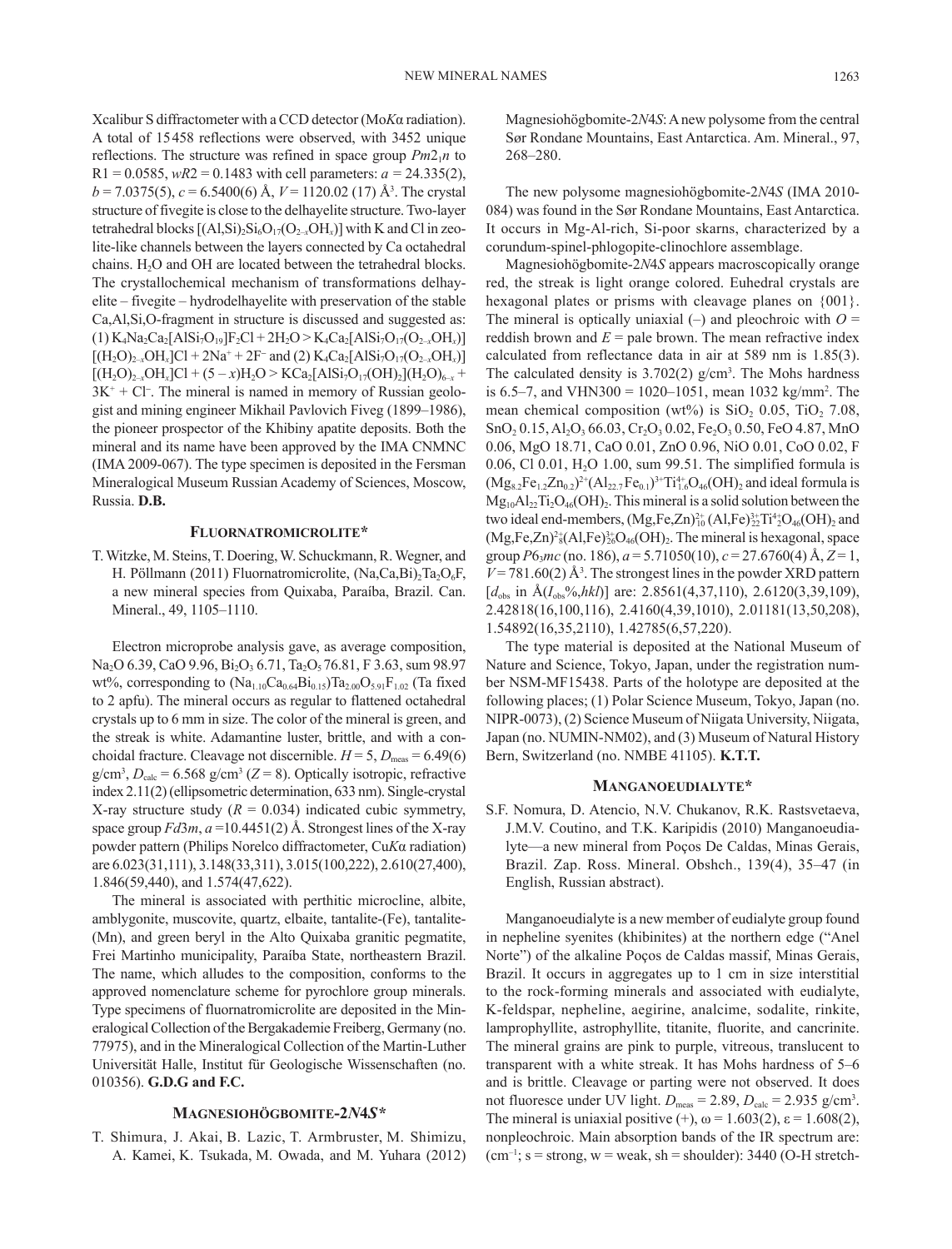Xcalibur S diffractometer with a CCD detector (Mo*K*α radiation). A total of 15 458 reflections were observed, with 3452 unique reflections. The structure was refined in space group $Pm2_1n$ to R1 = 0.0585, $wR2$ = 0.1483 with cell parameters: $a$ = 24.335(2), $b$ = 7.0375(5), $c$ = 6.5400(6) Å, $V$ = 1120.02 (17) Å$^3$. The crystal structure of fivegite is close to the delhayelite structure. Two-layer tetrahedral blocks $[(Al,Si)_2Si_6O_{17}(O_{2-x}OH_x)]$ with K and Cl in zeolite-like channels between the layers connected by Ca octahedral chains. $H_2O$ and OH are located between the tetrahedral blocks. The crystallochemical mechanism of transformations delhayelite – fivegite – hydrodelhayelite with preservation of the stable Ca,Al,Si,O-fragment in structure is discussed and suggested as: (1) $K_4Na_2Ca_2[AlSi_7O_{19}]F_2Cl + 2H_2O > K_4Ca_2[AlSi_7O_{17}(O_{2-x}OH_x)]$ $[(H_2O)_{2-x}OH_x]Cl + 2Na^+ + 2F^-$ and (2) $K_4Ca_2[AlSi_7O_{17}(O_{2-x}OH_x)]$ $[(H_2O)_{2-x}OH_x]Cl + (5-x)H_2O > KCa_2[AlSi_7O_{17}(OH)_2](H_2O)_{6-x} + 3K^+ + Cl^-$. The mineral is named in memory of Russian geologist and mining engineer Mikhail Pavlovich Fiveg (1899–1986), the pioneer prospector of the Khibiny apatite deposits. Both the mineral and its name have been approved by the IMA CNMNC (IMA 2009-067). The type specimen is deposited in the Fersman Mineralogical Museum Russian Academy of Sciences, Moscow, Russia. **D.B.**

## Fluornatromicrolite*

T. Witzke, M. Steins, T. Doering, W. Schuckmann, R. Wegner, and H. Pöllmann (2011) Fluornatromicrolite, $(Na,Ca,Bi)_2Ta_2O_6F$, a new mineral species from Quixaba, Paraíba, Brazil. Can. Mineral., 49, 1105–1110.

Electron microprobe analysis gave, as average composition, $Na_2O$ 6.39, CaO 9.96, $Bi_2O_3$ 6.71, $Ta_2O_5$ 76.81, F 3.63, sum 98.97 wt%, corresponding to $(Na_{1.10}Ca_{0.64}Bi_{0.15})Ta_{2.00}O_{5.91}F_{1.02}$ (Ta fixed to 2 apfu). The mineral occurs as regular to flattened octahedral crystals up to 6 mm in size. The color of the mineral is green, and the streak is white. Adamantine luster, brittle, and with a conchoidal fracture. Cleavage not discernible. $H$ = 5, $D_{meas}$ = 6.49(6) g/cm$^3$, $D_{calc}$ = 6.568 g/cm$^3$ ($Z$ = 8). Optically isotropic, refractive index 2.11(2) (ellipsometric determination, 633 nm). Single-crystal X-ray structure study ($R$ = 0.034) indicated cubic symmetry, space group $Fd\bar{3}m$, $a$ =10.4451(2) Å. Strongest lines of the X-ray powder pattern (Philips Norelco diffractometer, Cu*K*α radiation) are 6.023(31,111), 3.148(33,311), 3.015(100,222), 2.610(27,400), 1.846(59,440), and 1.574(47,622).

The mineral is associated with perthitic microcline, albite, amblygonite, muscovite, quartz, elbaite, tantalite-(Fe), tantalite-(Mn), and green beryl in the Alto Quixaba granitic pegmatite, Frei Martinho municipality, Paraíba State, northeastern Brazil. The name, which alludes to the composition, conforms to the approved nomenclature scheme for pyrochlore group minerals. Type specimens of fluornatromicrolite are deposited in the Mineralogical Collection of the Bergakademie Freiberg, Germany (no. 77975), and in the Mineralogical Collection of the Martin-Luther Universität Halle, Institut für Geologische Wissenschaften (no. 010356). **G.D.G and F.C.**

## Magnesiohögbomite-2*N*4*S**

T. Shimura, J. Akai, B. Lazic, T. Armbruster, M. Shimizu, A. Kamei, K. Tsukada, M. Owada, and M. Yuhara (2012) Magnesiohögbomite-2*N*4*S*: A new polysome from the central Sør Rondane Mountains, East Antarctica. Am. Mineral., 97, 268–280.

The new polysome magnesiohögbomite-2*N*4*S* (IMA 2010-084) was found in the Sør Rondane Mountains, East Antarctica. It occurs in Mg-Al-rich, Si-poor skarns, characterized by a corundum-spinel-phlogopite-clinochlore assemblage.

Magnesiohögbomite-2*N*4*S* appears macroscopically orange red, the streak is light orange colored. Euhedral crystals are hexagonal plates or prisms with cleavage planes on {001}. The mineral is optically uniaxial (–) and pleochroic with $O$ = reddish brown and $E$ = pale brown. The mean refractive index calculated from reflectance data in air at 589 nm is 1.85(3). The calculated density is 3.702(2) g/cm$^3$. The Mohs hardness is 6.5–7, and VHN300 = 1020–1051, mean 1032 kg/mm$^2$. The mean chemical composition (wt%) is $SiO_2$ 0.05, $TiO_2$ 7.08, $SnO_2$ 0.15, $Al_2O_3$ 66.03, $Cr_2O_3$ 0.02, $Fe_2O_3$ 0.50, FeO 4.87, MnO 0.06, MgO 18.71, CaO 0.01, ZnO 0.96, NiO 0.01, CoO 0.02, F 0.06, Cl 0.01, $H_2O$ 1.00, sum 99.51. The simplified formula is $(Mg_{8.2}Fe_{1.2}Zn_{0.2})^{2+}(Al_{22.7}Fe_{0.1})^{3+}Ti^{4+}_{1.6}O_{46}(OH)_2$ and ideal formula is $Mg_{10}Al_{22}Ti_2O_{46}(OH)_2$. This mineral is a solid solution between the two ideal end-members, $(Mg,Fe,Zn)^{2+}_{10}(Al,Fe)^{3+}_{22}Ti^{4+}_2O_{46}(OH)_2$ and $(Mg,Fe,Zn)^{2+}_8(Al,Fe)^{3+}_{26}O_{46}(OH)_2$. The mineral is hexagonal, space group $P6_3mc$ (no. 186), $a$ = 5.71050(10), $c$ = 27.6760(4) Å, $Z$ = 1, $V$ = 781.60(2) Å$^3$. The strongest lines in the powder XRD pattern [$d_{obs}$ in Å($I_{obs}$%,$hkl$)] are: 2.8561(4,37,110), 2.6120(3,39,109), 2.42818(16,100,116), 2.4160(4,39,1010), 2.01181(13,50,208), 1.54892(16,35,2110), 1.42785(6,57,220).

The type material is deposited at the National Museum of Nature and Science, Tokyo, Japan, under the registration number NSM-MF15438. Parts of the holotype are deposited at the following places; (1) Polar Science Museum, Tokyo, Japan (no. NIPR-0073), (2) Science Museum of Niigata University, Niigata, Japan (no. NUMIN-NM02), and (3) Museum of Natural History Bern, Switzerland (no. NMBE 41105). **K.T.T.**

## Manganoeudialyte*

S.F. Nomura, D. Atencio, N.V. Chukanov, R.K. Rastsvetaeva, J.M.V. Coutino, and T.K. Karipidis (2010) Manganoeudialyte—a new mineral from Poços De Caldas, Minas Gerais, Brazil. Zap. Ross. Mineral. Obshch., 139(4), 35–47 (in English, Russian abstract).

Manganoeudialyte is a new member of eudialyte group found in nepheline syenites (khibinites) at the northern edge ("Anel Norte") of the alkaline Poços de Caldas massif, Minas Gerais, Brazil. It occurs in aggregates up to 1 cm in size interstitial to the rock-forming minerals and associated with eudialyte, K-feldspar, nepheline, aegirine, analcime, sodalite, rinkite, lamprophyllite, astrophyllite, titanite, fluorite, and cancrinite. The mineral grains are pink to purple, vitreous, translucent to transparent with a white streak. It has Mohs hardness of 5–6 and is brittle. Cleavage or parting were not observed. It does not fluoresce under UV light. $D_{meas}$ = 2.89, $D_{calc}$ = 2.935 g/cm$^3$. The mineral is uniaxial positive (+), ω = 1.603(2), ε = 1.608(2), nonpleochroic. Main absorption bands of the IR spectrum are: (cm$^{-1}$; s = strong, w = weak, sh = shoulder): 3440 (O-H stretch-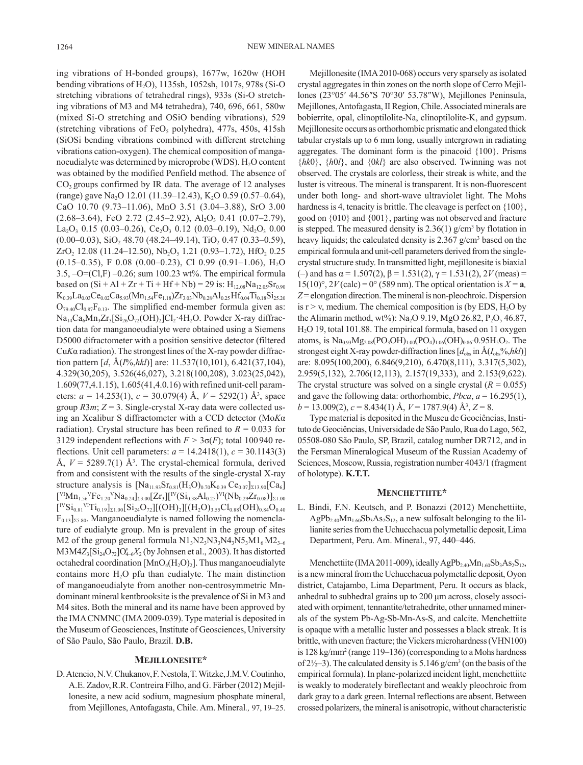ing vibrations of H-bonded groups), 1677w, 1620w (HOH bending vibrations of $H_2O$), 1135sh, 1052sh, 1017s, 978s (Si-O stretching vibrations of tetrahedral rings), 933s (Si-O stretching vibrations of M3 and M4 tetrahedra), 740, 696, 661, 580w (mixed Si-O stretching and OSiO bending vibrations), 529 (stretching vibrations of $FeO_5$ polyhedra), 477s, 450s, 415sh (SiOSi bending vibrations combined with different stretching vibrations cation-oxygen). The chemical composition of manganoeudialyte was determined by microprobe (WDS). $H_2O$ content was obtained by the modified Penfield method. The absence of $CO_3$ groups confirmed by IR data. The average of 12 analyses (range) gave $Na_2O$ 12.01 (11.39–12.43), $K_2O$ 0.59 (0.57–0.64), CaO 10.70 (9.73–11.06), MnO 3.51 (3.04–3.88), SrO 3.00 (2.68–3.64), FeO 2.72 (2.45–2.92), $Al_2O_3$ 0.41 (0.07–2.79), $La_2O_3$ 0.15 (0.03–0.26), $Ce_2O_3$ 0.12 (0.03–0.19), $Nd_2O_3$ 0.00 (0.00–0.03), $SiO_2$ 48.70 (48.24–49.14), $TiO_2$ 0.47 (0.33–0.59), $ZrO_2$ 12.08 (11.24–12.50), $Nb_2O_5$ 1.21 (0.93–1.72), $HfO_2$ 0.25 (0.15–0.35), F 0.08 (0.00–0.23), Cl 0.99 (0.91–1.06), $H_2O$ 3.5, –O=(Cl,F) –0.26; sum 100.23 wt%. The empirical formula based on (Si + Al + Zr + Ti + Hf + Nb) = 29 is: $H_{12.08}Na_{12.05}Sr_{0.90}K_{0.39}La_{0.03}Ce_{0.02}Ca_{5.93}(Mn_{1.54}Fe_{1.18})Zr_{3.03}Nb_{0.28}Al_{0.25}Hf_{0.04}Ti_{0.18}Si_{25.20}O_{79.40}Cl_{0.87}F_{0.13}$. The simplified end-member formula given as: $Na_{14}Ca_6Mn_3Zr_3[Si_{26}O_{72}(OH)_2]Cl_2{\cdot}4H_2O$. Powder X-ray diffraction data for manganoeudialyte were obtained using a Siemens D5000 difractometer with a position sensitive detector (filtered Cu$K\alpha$ radiation). The strongest lines of the X-ray powder diffraction pattern [$d$, Å($I$%,$hkl$)] are: 11.537(10,101), 6.421(37,104), 4.329(30,205), 3.526(46,027), 3.218(100,208), 3.023(25,042), 1.609(77,4.1.15), 1.605(41,4.0.16) with refined unit-cell parameters: $a$ = 14.253(1), $c$ = 30.079(4) Å, $V$ = 5292(1) Å$^3$, space group $R3m$; $Z$ = 3. Single-crystal X-ray data were collected using an Xcalibur S diffractometer with a CCD detector (Mo$K\alpha$ radiation). Crystal structure has been refined to $R$ = 0.033 for 3129 independent reflections with $F > 3\sigma(F)$; total 100 940 reflections. Unit cell parameters: $a$ = 14.2418(1), $c$ = 30.1143(3) Å, $V$ = 5289.7(1) Å$^3$. The crystal-chemical formula, derived from and consistent with the results of the single-crystal X-ray structure analysis is $[Na_{11.93}Sr_{0.81}(H_3O)_{0.70}K_{0.39}Ce_{0.07}]_{\Sigma 13.90}[Ca_6][^{VI}Mn_{1.56}{}^{V}Fe_{1.20}{}^{V}Na_{0.24}]_{\Sigma 3.00}[Zr_3][^{IV}(Si_{0.38}Al_{0.25})^{VI}(Nb_{0.29}Zr_{0.08})]_{\Sigma 1.00}[^{IV}Si_{0.81}{}^{VI}Ti_{0.19}]_{\Sigma 1.00}[Si_{24}O_{72}][(OH)_2][(H_2O)_{3.55}Cl_{0.88}(OH)_{0.84}O_{0.40}F_{0.13}]_{\Sigma 5.80}$. Manganoeudialyte is named following the nomenclature of eudialyte group. Mn is prevalent in the group of sites M2 of the group general formula $N1_3N2_3N3_3N4_3N5_3M1_6M2_{3-6}M3M4Z_3[Si_{24}O_{72}]O'_{4-6}X_2$ (by Johnsen et al., 2003). It has distorted octahedral coordination $[MnO_4(H_2O)_2]$. Thus manganoeudialyte contains more $H_2O$ pfu than eudialyte. The main distinction of manganoeudialyte from another non-centrosymmetric Mn-dominant mineral kentbrooksite is the prevalence of Si in M3 and M4 sites. Both the mineral and its name have been approved by the IMA CNMNC (IMA 2009-039). Type material is deposited in the Museum of Geosciences, Institute of Geosciences, University of São Paulo, São Paulo, Brazil. **D.B.**

## Mejillonesite*

D. Atencio, N.V. Chukanov, F. Nestola, T. Witzke, J.M.V. Coutinho, A.E. Zadov, R.R. Contreira Filho, and G. Färber (2012) Mejillonesite, a new acid sodium, magnesium phosphate mineral, from Mejillones, Antofagasta, Chile. Am. Mineral., 97, 19–25.

Mejillonesite (IMA 2010-068) occurs very sparsely as isolated crystal aggregates in thin zones on the north slope of Cerro Mejillones (23°05′ 44.56″S 70°30′ 53.78″W), Mejillones Peninsula, Mejillones, Antofagasta, II Region, Chile. Associated minerals are bobierrite, opal, clinoptilolite-Na, clinoptilolite-K, and gypsum. Mejillonesite occurs as orthorhombic prismatic and elongated thick tabular crystals up to 6 mm long, usually intergrown in radiating aggregates. The dominant form is the pinacoid {100}. Prisms {$hk$0}, {$h$0$l$}, and {0$kl$} are also observed. Twinning was not observed. The crystals are colorless, their streak is white, and the luster is vitreous. The mineral is transparent. It is non-fluorescent under both long- and short-wave ultraviolet light. The Mohs hardness is 4, tenacity is brittle. The cleavage is perfect on {100}, good on {010} and {001}, parting was not observed and fracture is stepped. The measured density is 2.36(1) g/cm$^3$ by flotation in heavy liquids; the calculated density is 2.367 g/cm$^3$ based on the empirical formula and unit-cell parameters derived from the single-crystal structure study. In transmitted light, mejillonesite is biaxial (–) and has $\alpha$ = 1.507(2), $\beta$ = 1.531(2), $\gamma$ = 1.531(2), $2V$ (meas) = 15(10)°, $2V$ (calc) = 0° (589 nm). The optical orientation is $X$ = **a**, $Z$ = elongation direction. The mineral is non-pleochroic. Dispersion is r > v, medium. The chemical composition is (by EDS, $H_2O$ by the Alimarin method, wt%): $Na_2O$ 9.19, MgO 26.82, $P_2O_5$ 46.87, $H_2O$ 19, total 101.88. The empirical formula, based on 11 oxygen atoms, is $Na_{0.93}Mg_{2.08}(PO_3OH)_{1.00}(PO_4)_{1.06}(OH)_{0.86}{\cdot}0.95H_5O_2$. The strongest eight X-ray powder-diffraction lines [$d_{obs}$ in Å($I_{obs}$%,$hkl$)] are: 8.095(100,200), 6.846(9,210), 6.470(8,111), 3.317(5,302), 2.959(5,132), 2.706(12,113), 2.157(19,333), and 2.153(9,622). The crystal structure was solved on a single crystal ($R$ = 0.055) and gave the following data: orthorhombic, $Pbca$, $a$ = 16.295(1), $b$ = 13.009(2), $c$ = 8.434(1) Å, $V$ = 1787.9(4) Å$^3$, $Z$ = 8.

Type material is deposited in the Museu de Geociências, Instituto de Geociências, Universidade de São Paulo, Rua do Lago, 562, 05508-080 São Paulo, SP, Brazil, catalog number DR712, and in the Fersman Mineralogical Museum of the Russian Academy of Sciences, Moscow, Russia, registration number 4043/1 (fragment of holotype). **K.T.T.**

## Menchettiite*

L. Bindi, F.N. Keutsch, and P. Bonazzi (2012) Menchettiite, $AgPb_{2.40}Mn_{1.60}Sb_3As_2S_{12}$, a new sulfosalt belonging to the lillianite series from the Uchucchacua polymetallic deposit, Lima Department, Peru. Am. Mineral., 97, 440–446.

Menchettiite (IMA 2011-009), ideally $AgPb_{2.40}Mn_{1.60}Sb_3As_2S_{12}$, is a new mineral from the Uchucchacua polymetallic deposit, Oyon district, Catajambo, Lima Department, Peru. It occurs as black, anhedral to subhedral grains up to 200 μm across, closely associated with orpiment, tennantite/tetrahedrite, other unnamed minerals of the system Pb-Ag-Sb-Mn-As-S, and calcite. Menchettiite is opaque with a metallic luster and possesses a black streak. It is brittle, with uneven fracture; the Vickers microhardness (VHN100) is 128 kg/mm$^2$ (range 119–136) (corresponding to a Mohs hardness of 2½–3). The calculated density is 5.146 g/cm$^3$ (on the basis of the empirical formula). In plane-polarized incident light, menchettiite is weakly to moderately bireflectant and weakly pleochroic from dark gray to a dark green. Internal reflections are absent. Between crossed polarizers, the mineral is anisotropic, without characteristic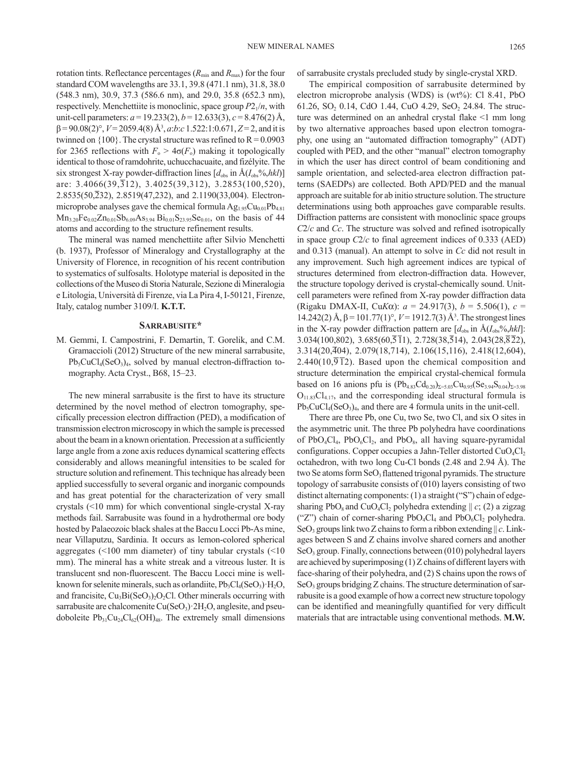rotation tints. Reflectance percentages ($R_{min}$ and $R_{max}$) for the four standard COM wavelengths are 33.1, 39.8 (471.1 nm), 31.8, 38.0 (548.3 nm), 30.9, 37.3 (586.6 nm), and 29.0, 35.8 (652.3 nm), respectively. Menchettiite is monoclinic, space group $P2_1/n$, with unit-cell parameters: $a$ = 19.233(2), $b$ = 12.633(3), $c$ = 8.476(2) Å, β = 90.08(2)°, $V$ = 2059.4(8) Å$^3$, $a$:$b$:$c$ 1.522:1:0.671, $Z$ = 2, and it is twinned on {100}. The crystal structure was refined to R = 0.0903 for 2365 reflections with $F_o > 4\sigma(F_o)$ making it topologically identical to those of ramdohrite, uchucchacuaite, and fizélyite. The six strongest X-ray powder-diffraction lines [$d_{obs}$ in Å($I_{obs}$%,$hkl$)] are: 3.4066(39,$\overline{3}$12), 3.4025(39,312), 3.2853(100,520), 2.8535(50,$\overline{2}$32), 2.8519(47,232), and 2.1190(33,004). Electron-microprobe analyses gave the chemical formula $Ag_{1.95}Cu_{0.01}Pb_{4.81}Mn_{3.20}Fe_{0.02}Zn_{0.01}Sb_{6.09}As_{3.94}Bi_{0.01}S_{23.95}Se_{0.01}$, on the basis of 44 atoms and according to the structure refinement results.

The mineral was named menchettiite after Silvio Menchetti (b. 1937), Professor of Mineralogy and Crystallography at the University of Florence, in recognition of his recent contribution to systematics of sulfosalts. Holotype material is deposited in the collections of the Museo di Storia Naturale, Sezione di Mineralogia e Litologia, Università di Firenze, via La Pira 4, I-50121, Firenze, Italy, catalog number 3109/I. **K.T.T.**

## Sarrabusite*

M. Gemmi, I. Campostrini, F. Demartin, T. Gorelik, and C.M. Gramaccioli (2012) Structure of the new mineral sarrabusite, $Pb_5CuCl_4(SeO_3)_4$, solved by manual electron-diffraction tomography. Acta Cryst., B68, 15–23.

The new mineral sarrabusite is the first to have its structure determined by the novel method of electron tomography, specifically precession electron diffraction (PED), a modification of transmission electron microscopy in which the sample is precessed about the beam in a known orientation. Precession at a sufficiently large angle from a zone axis reduces dynamical scattering effects considerably and allows meaningful intensities to be scaled for structure solution and refinement. This technique has already been applied successfully to several organic and inorganic compounds and has great potential for the characterization of very small crystals (<10 mm) for which conventional single-crystal X-ray methods fail. Sarrabusite was found in a hydrothermal ore body hosted by Palaeozoic black shales at the Baccu Locci Pb-As mine, near Villaputzu, Sardinia. It occurs as lemon-colored spherical aggregates (<100 mm diameter) of tiny tabular crystals (<10 mm). The mineral has a white streak and a vitreous luster. It is translucent snd non-fluorescent. The Baccu Locci mine is well-known for selenite minerals, such as orlandiite, $Pb_3Cl_4(SeO_3)\cdot H_2O$, and francisite, $Cu_3Bi(SeO_3)_2O_2Cl$. Other minerals occurring with sarrabusite are chalcomenite $Cu(SeO_3)\cdot 2H_2O$, anglesite, and pseudoboleite $Pb_{31}Cu_{24}Cl_{62}(OH)_{48}$. The extremely small dimensions of sarrabusite crystals precluded study by single-crystal XRD.

The empirical composition of sarrabusite determined by electron microprobe analysis (WDS) is (wt%): Cl 8.41, PbO 61.26, $SO_2$ 0.14, CdO 1.44, CuO 4.29, $SeO_2$ 24.84. The structure was determined on an anhedral crystal flake <1 mm long by two alternative approaches based upon electron tomography, one using an "automated diffraction tomography" (ADT) coupled with PED, and the other "manual" electron tomography in which the user has direct control of beam conditioning and sample orientation, and selected-area electron diffraction patterns (SAEDPs) are collected. Both APD/PED and the manual approach are suitable for ab initio structure solution. The structure determinations using both approaches gave comparable results. Diffraction patterns are consistent with monoclinic space groups $C2/c$ and $Cc$. The structure was solved and refined isotropically in space group $C2/c$ to final agreement indices of 0.333 (AED) and 0.313 (manual). An attempt to solve in $Cc$ did not result in any improvement. Such high agreement indices are typical of structures determined from electron-diffraction data. However, the structure topology derived is crystal-chemically sound. Unit-cell parameters were refined from X-ray powder diffraction data (Rigaku DMAX-II, Cu$K\alpha$): $a$ = 24.917(3), $b$ = 5.506(1), $c$ = 14.242(2) Å, β = 101.77(1)°, $V$ = 1912.7(3) Å$^3$. The strongest lines in the X-ray powder diffraction pattern are [$d_{obs}$ in Å($I_{obs}$%,$hkl$]: 3.034(100,802), 3.685(60,$\overline{5}\,\overline{1}$1), 2.728(38,$\overline{5}$14), 2.043(28,$\overline{8}\,\overline{2}$2), 3.314(20,$\overline{4}$04), 2.079(18,714), 2.106(15,116), 2.418(12,604), 2.440(10,$\overline{9}\,\overline{1}$2). Based upon the chemical composition and structure determination the empirical crystal-chemical formula based on 16 anions pfu is $(Pb_{4.83}Cd_{0.20})_{\Sigma=5.03}Cu_{0.95}(Se_{3.94}S_{0.04})_{\Sigma=3.98}O_{11.83}Cl_{4.17}$, and the corresponding ideal structural formula is $Pb_5CuCl_4(SeO_3)_4$, and there are 4 formula units in the unit-cell.

There are three Pb, one Cu, two Se, two Cl, and six O sites in the asymmetric unit. The three Pb polyhedra have coordinations of $PbO_4Cl_4$, $PbO_6Cl_2$, and $PbO_8$, all having square-pyramidal configurations. Copper occupies a Jahn-Teller distorted $CuO_4Cl_2$ octahedron, with two long Cu-Cl bonds (2.48 and 2.94 Å). The two Se atoms form $SeO_3$ flattened trigonal pyramids. The structure topology of sarrabusite consists of (010) layers consisting of two distinct alternating components: (1) a straight ("S") chain of edge-sharing $PbO_8$ and $CuO_4Cl_2$ polyhedra extending ∥ $c$; (2) a zigzag ("Z") chain of corner-sharing $PbO_4Cl_4$ and $PbO_6Cl_2$ polyhedra. $SeO_3$ groups link two Z chains to form a ribbon extending ∥ $c$. Linkages between S and Z chains involve shared corners and another $SeO_3$ group. Finally, connections between (010) polyhedral layers are achieved by superimposing (1) Z chains of different layers with face-sharing of their polyhedra, and (2) S chains upon the rows of $SeO_3$ groups bridging Z chains. The structure determination of sarrabusite is a good example of how a correct new structure topology can be identified and meaningfully quantified for very difficult materials that are intractable using conventional methods. **M.W.**